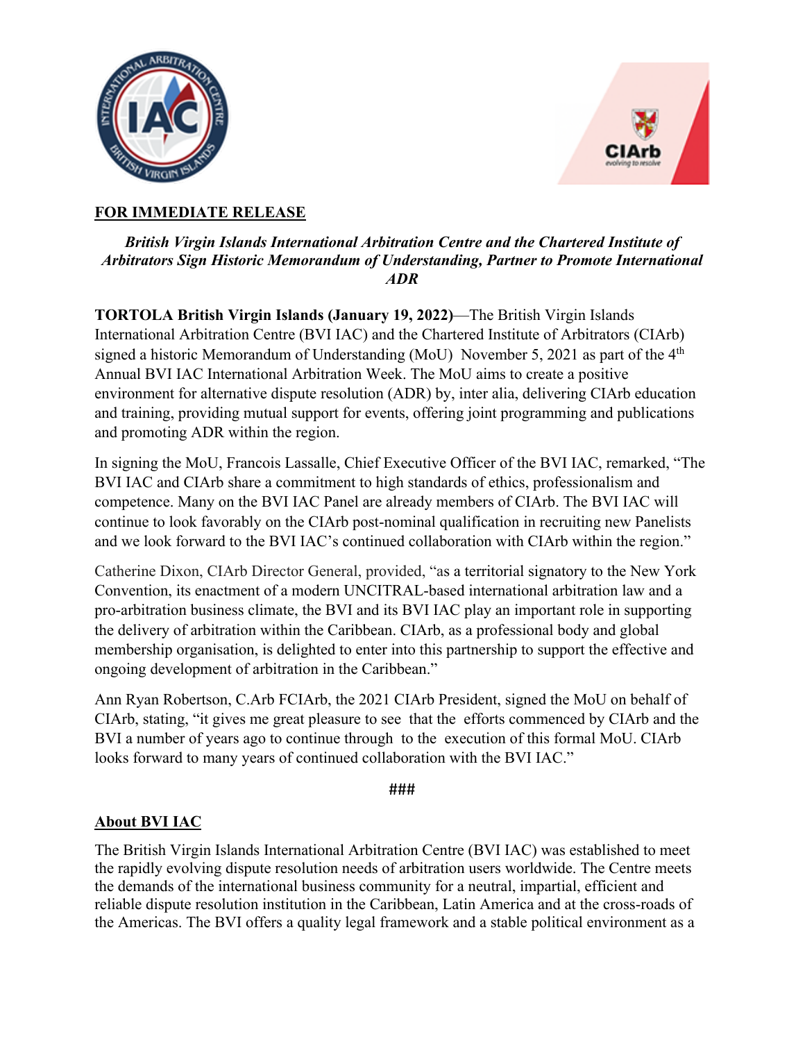**FOR IMMEDIATE RELEASE**

***British Virgin Islands International Arbitration Centre and the Chartered Institute of Arbitrators Sign Historic Memorandum of Understanding, Partner to Promote International ADR***

**TORTOLA British Virgin Islands (January 19, 2022)**—The British Virgin Islands International Arbitration Centre (BVI IAC) and the Chartered Institute of Arbitrators (CIArb) signed a historic Memorandum of Understanding (MoU) November 5, 2021 as part of the 4th Annual BVI IAC International Arbitration Week. The MoU aims to create a positive environment for alternative dispute resolution (ADR) by, inter alia, delivering CIArb education and training, providing mutual support for events, offering joint programming and publications and promoting ADR within the region.

In signing the MoU, Francois Lassalle, Chief Executive Officer of the BVI IAC, remarked, "The BVI IAC and CIArb share a commitment to high standards of ethics, professionalism and competence. Many on the BVI IAC Panel are already members of CIArb. The BVI IAC will continue to look favorably on the CIArb post-nominal qualification in recruiting new Panelists and we look forward to the BVI IAC's continued collaboration with CIArb within the region."

Catherine Dixon, CIArb Director General, provided, "as a territorial signatory to the New York Convention, its enactment of a modern UNCITRAL-based international arbitration law and a pro-arbitration business climate, the BVI and its BVI IAC play an important role in supporting the delivery of arbitration within the Caribbean. CIArb, as a professional body and global membership organisation, is delighted to enter into this partnership to support the effective and ongoing development of arbitration in the Caribbean."

Ann Ryan Robertson, C.Arb FCIArb, the 2021 CIArb President, signed the MoU on behalf of CIArb, stating, "it gives me great pleasure to see that the efforts commenced by CIArb and the BVI a number of years ago to continue through to the execution of this formal MoU. CIArb looks forward to many years of continued collaboration with the BVI IAC."

###

## About BVI IAC

The British Virgin Islands International Arbitration Centre (BVI IAC) was established to meet the rapidly evolving dispute resolution needs of arbitration users worldwide. The Centre meets the demands of the international business community for a neutral, impartial, efficient and reliable dispute resolution institution in the Caribbean, Latin America and at the cross-roads of the Americas. The BVI offers a quality legal framework and a stable political environment as a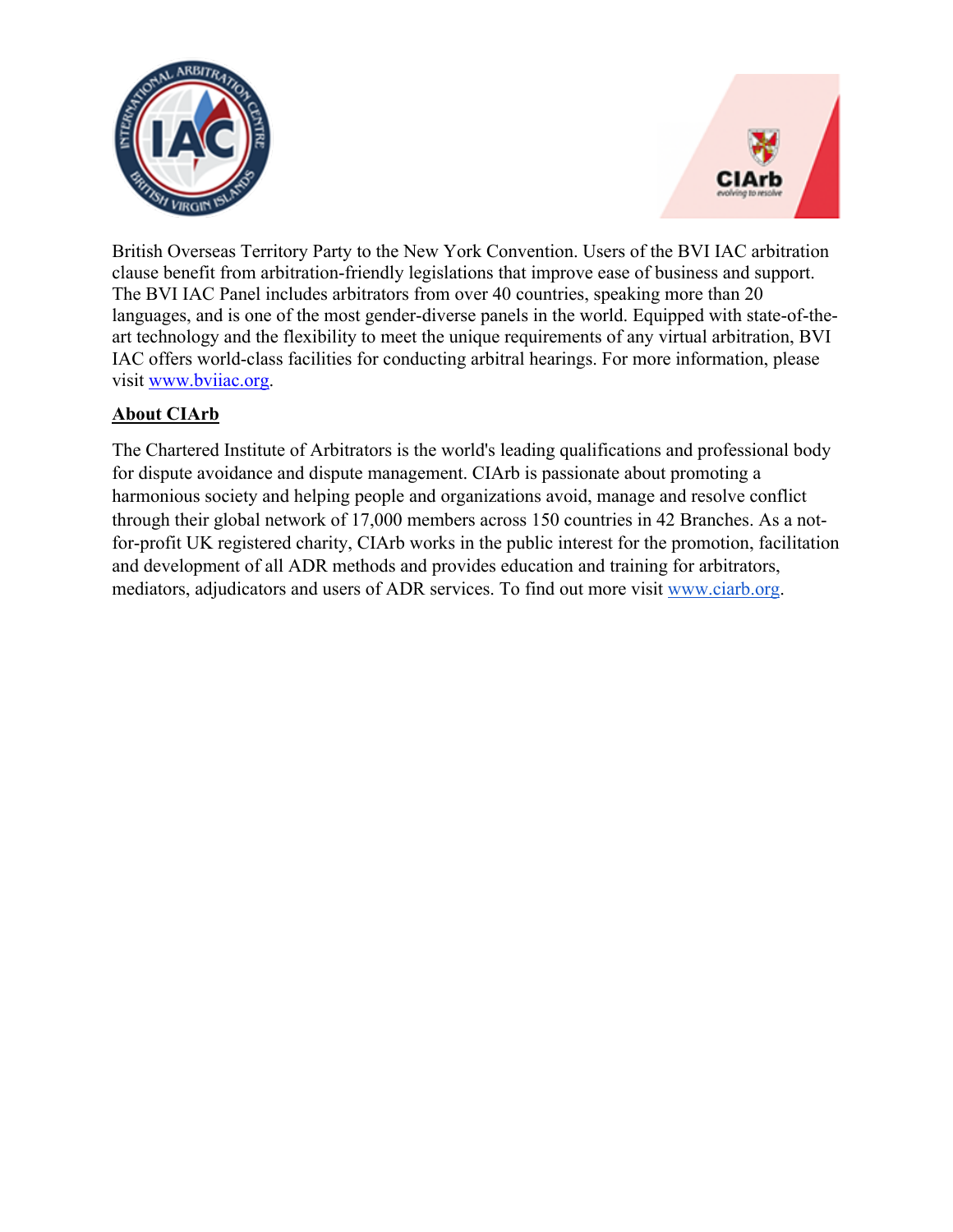British Overseas Territory Party to the New York Convention. Users of the BVI IAC arbitration clause benefit from arbitration-friendly legislations that improve ease of business and support. The BVI IAC Panel includes arbitrators from over 40 countries, speaking more than 20 languages, and is one of the most gender-diverse panels in the world. Equipped with state-of-the-art technology and the flexibility to meet the unique requirements of any virtual arbitration, BVI IAC offers world-class facilities for conducting arbitral hearings. For more information, please visit [www.bviiac.org](http://www.bviiac.org).

**About CIArb**

The Chartered Institute of Arbitrators is the world's leading qualifications and professional body for dispute avoidance and dispute management. CIArb is passionate about promoting a harmonious society and helping people and organizations avoid, manage and resolve conflict through their global network of 17,000 members across 150 countries in 42 Branches. As a not-for-profit UK registered charity, CIArb works in the public interest for the promotion, facilitation and development of all ADR methods and provides education and training for arbitrators, mediators, adjudicators and users of ADR services. To find out more visit [www.ciarb.org](http://www.ciarb.org).